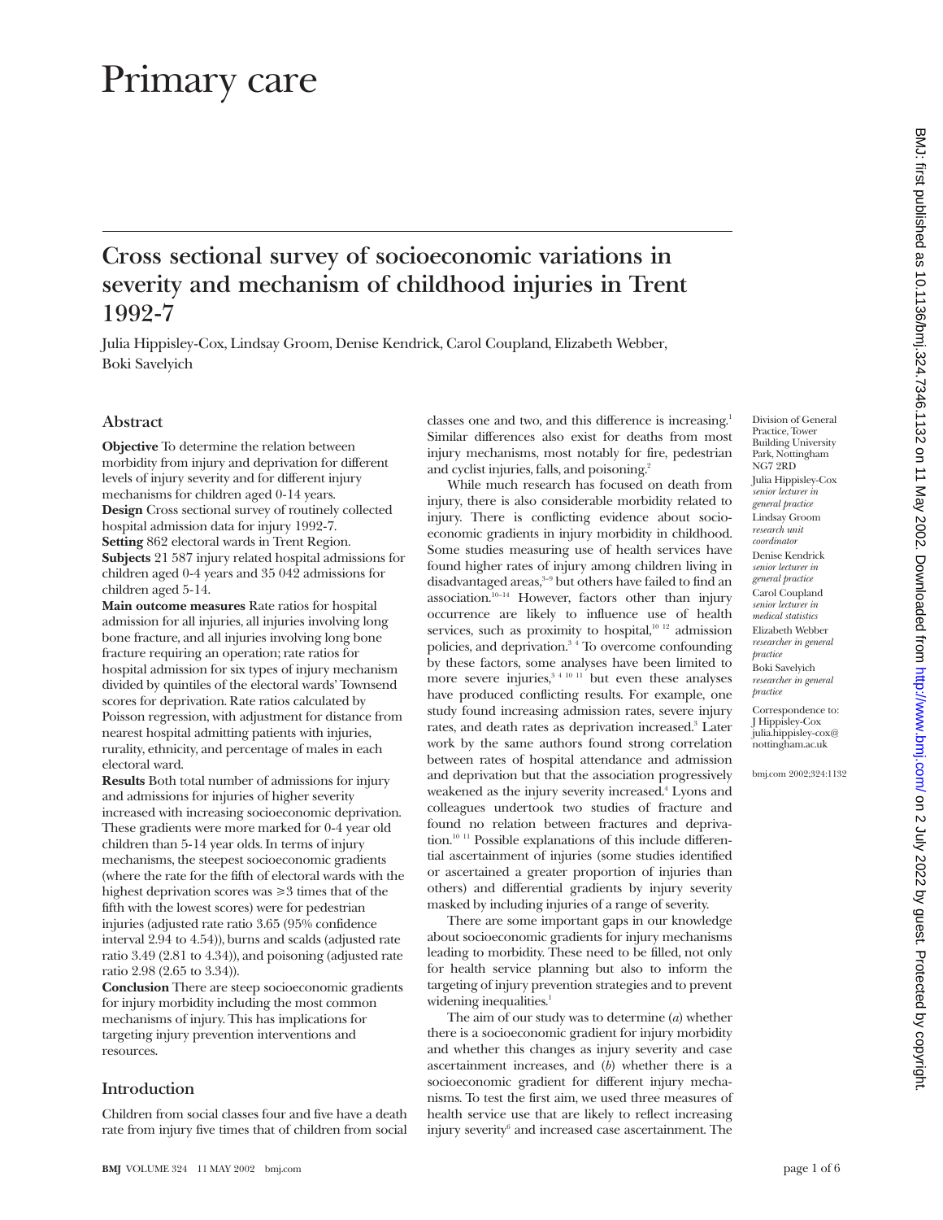# Primary care

## Cross sectional survey of socioeconomic variations in severity and mechanism of childhood injuries in Trent 1992-7

Julia Hippisley-Cox, Lindsay Groom, Denise Kendrick, Carol Coupland, Elizabeth Webber, Boki Savelyich

### Abstract

**Objective** To determine the relation between morbidity from injury and deprivation for different levels of injury severity and for different injury mechanisms for children aged 0-14 years.

**Design** Cross sectional survey of routinely collected hospital admission data for injury 1992-7.

**Setting** 862 electoral wards in Trent Region.

**Subjects** 21 587 injury related hospital admissions for children aged 0-4 years and 35 042 admissions for children aged 5-14.

**Main outcome measures** Rate ratios for hospital admission for all injuries, all injuries involving long bone fracture, and all injuries involving long bone fracture requiring an operation; rate ratios for hospital admission for six types of injury mechanism divided by quintiles of the electoral wards' Townsend scores for deprivation. Rate ratios calculated by Poisson regression, with adjustment for distance from nearest hospital admitting patients with injuries, rurality, ethnicity, and percentage of males in each electoral ward.

**Results** Both total number of admissions for injury and admissions for injuries of higher severity increased with increasing socioeconomic deprivation. These gradients were more marked for 0-4 year old children than 5-14 year olds. In terms of injury mechanisms, the steepest socioeconomic gradients (where the rate for the fifth of electoral wards with the highest deprivation scores was ≥3 times that of the fifth with the lowest scores) were for pedestrian injuries (adjusted rate ratio 3.65 (95% confidence interval 2.94 to 4.54)), burns and scalds (adjusted rate ratio 3.49 (2.81 to 4.34)), and poisoning (adjusted rate ratio 2.98 (2.65 to 3.34)).

**Conclusion** There are steep socioeconomic gradients for injury morbidity including the most common mechanisms of injury. This has implications for targeting injury prevention interventions and resources.

### Introduction

Children from social classes four and five have a death rate from injury five times that of children from social classes one and two, and this difference is increasing.[1] Similar differences also exist for deaths from most injury mechanisms, most notably for fire, pedestrian and cyclist injuries, falls, and poisoning.[2]

While much research has focused on death from injury, there is also considerable morbidity related to injury. There is conflicting evidence about socioeconomic gradients in injury morbidity in childhood. Some studies measuring use of health services have found higher rates of injury among children living in disadvantaged areas,[3–9] but others have failed to find an association.[10–14] However, factors other than injury occurrence are likely to influence use of health services, such as proximity to hospital,[10 12] admission policies, and deprivation.[3 4] To overcome confounding by these factors, some analyses have been limited to more severe injuries,[3 4 10 11] but even these analyses have produced conflicting results. For example, one study found increasing admission rates, severe injury rates, and death rates as deprivation increased.[3] Later work by the same authors found strong correlation between rates of hospital attendance and admission and deprivation but that the association progressively weakened as the injury severity increased.[4] Lyons and colleagues undertook two studies of fracture and found no relation between fractures and deprivation.[10 11] Possible explanations of this include differential ascertainment of injuries (some studies identified or ascertained a greater proportion of injuries than others) and differential gradients by injury severity masked by including injuries of a range of severity.

There are some important gaps in our knowledge about socioeconomic gradients for injury mechanisms leading to morbidity. These need to be filled, not only for health service planning but also to inform the targeting of injury prevention strategies and to prevent widening inequalities.[1]

The aim of our study was to determine (*a*) whether there is a socioeconomic gradient for injury morbidity and whether this changes as injury severity and case ascertainment increases, and (*b*) whether there is a socioeconomic gradient for different injury mechanisms. To test the first aim, we used three measures of health service use that are likely to reflect increasing injury severity[6] and increased case ascertainment. The

Division of General Practice, Tower Building University Park, Nottingham NG7 2RD
Julia Hippisley-Cox *senior lecturer in general practice*
Lindsay Groom *research unit coordinator*
Denise Kendrick *senior lecturer in general practice*
Carol Coupland *senior lecturer in medical statistics*
Elizabeth Webber *researcher in general practice*
Boki Savelyich *researcher in general practice*

Correspondence to: J Hippisley-Cox julia.hippisley-cox@nottingham.ac.uk

bmj.com 2002;324:1132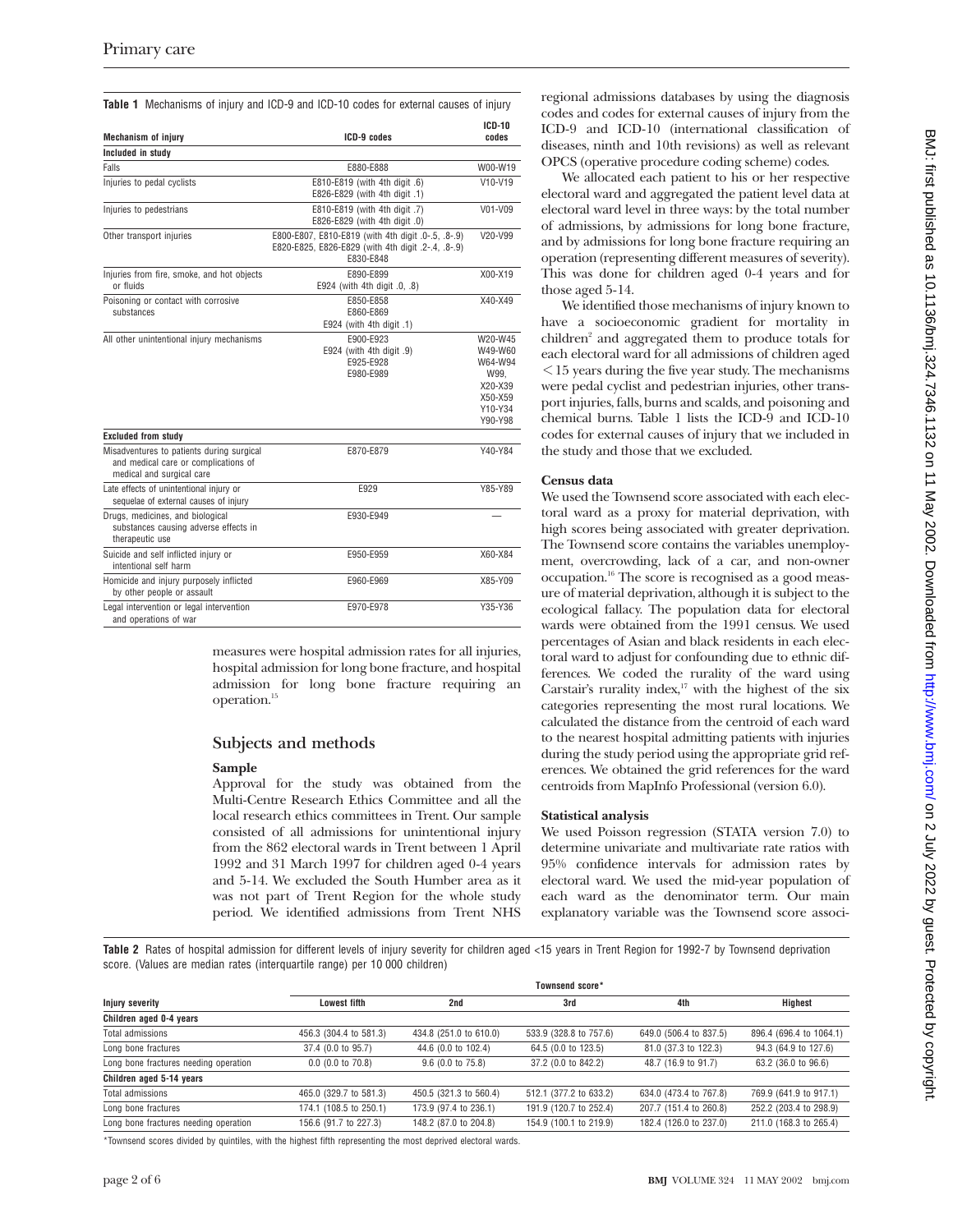**Table 1** Mechanisms of injury and ICD-9 and ICD-10 codes for external causes of injury

| Mechanism of injury | ICD-9 codes | ICD-10 codes |
|---|---|---|
| **Included in study** | | |
| Falls | E880-E888 | W00-W19 |
| Injuries to pedal cyclists | E810-E819 (with 4th digit .6) E826-E829 (with 4th digit .1) | V10-V19 |
| Injuries to pedestrians | E810-E819 (with 4th digit .7) E826-E829 (with 4th digit .0) | V01-V09 |
| Other transport injuries | E800-E807, E810-E819 (with 4th digit .0-.5, .8-.9) E820-E825, E826-E829 (with 4th digit .2-.4, .8-.9) E830-E848 | V20-V99 |
| Injuries from fire, smoke, and hot objects or fluids | E890-E899 E924 (with 4th digit .0, .8) | X00-X19 |
| Poisoning or contact with corrosive substances | E850-E858 E860-E869 E924 (with 4th digit .1) | X40-X49 |
| All other unintentional injury mechanisms | E900-E923 E924 (with 4th digit .9) E925-E928 E980-E989 | W20-W45 W49-W60 W64-W94 W99, X20-X39 X50-X59 Y10-Y34 Y90-Y98 |
| **Excluded from study** | | |
| Misadventures to patients during surgical and medical care or complications of medical and surgical care | E870-E879 | Y40-Y84 |
| Late effects of unintentional injury or sequelae of external causes of injury | E929 | Y85-Y89 |
| Drugs, medicines, and biological substances causing adverse effects in therapeutic use | E930-E949 | — |
| Suicide and self inflicted injury or intentional self harm | E950-E959 | X60-X84 |
| Homicide and injury purposely inflicted by other people or assault | E960-E969 | X85-Y09 |
| Legal intervention or legal intervention and operations of war | E970-E978 | Y35-Y36 |

measures were hospital admission rates for all injuries, hospital admission for long bone fracture, and hospital admission for long bone fracture requiring an operation.[15]

## Subjects and methods

### Sample

Approval for the study was obtained from the Multi-Centre Research Ethics Committee and all the local research ethics committees in Trent. Our sample consisted of all admissions for unintentional injury from the 862 electoral wards in Trent between 1 April 1992 and 31 March 1997 for children aged 0-4 years and 5-14. We excluded the South Humber area as it was not part of Trent Region for the whole study period. We identified admissions from Trent NHS regional admissions databases by using the diagnosis codes and codes for external causes of injury from the ICD-9 and ICD-10 (international classification of diseases, ninth and 10th revisions) as well as relevant OPCS (operative procedure coding scheme) codes.

We allocated each patient to his or her respective electoral ward and aggregated the patient level data at electoral ward level in three ways: by the total number of admissions, by admissions for long bone fracture, and by admissions for long bone fracture requiring an operation (representing different measures of severity). This was done for children aged 0-4 years and for those aged 5-14.

We identified those mechanisms of injury known to have a socioeconomic gradient for mortality in children[2] and aggregated them to produce totals for each electoral ward for all admissions of children aged <15 years during the five year study. The mechanisms were pedal cyclist and pedestrian injuries, other transport injuries, falls, burns and scalds, and poisoning and chemical burns. Table 1 lists the ICD-9 and ICD-10 codes for external causes of injury that we included in the study and those that we excluded.

### Census data

We used the Townsend score associated with each electoral ward as a proxy for material deprivation, with high scores being associated with greater deprivation. The Townsend score contains the variables unemployment, overcrowding, lack of a car, and non-owner occupation.[16] The score is recognised as a good measure of material deprivation, although it is subject to the ecological fallacy. The population data for electoral wards were obtained from the 1991 census. We used percentages of Asian and black residents in each electoral ward to adjust for confounding due to ethnic differences. We coded the rurality of the ward using Carstair's rurality index,[17] with the highest of the six categories representing the most rural locations. We calculated the distance from the centroid of each ward to the nearest hospital admitting patients with injuries during the study period using the appropriate grid references. We obtained the grid references for the ward centroids from MapInfo Professional (version 6.0).

### Statistical analysis

We used Poisson regression (STATA version 7.0) to determine univariate and multivariate rate ratios with 95% confidence intervals for admission rates by electoral ward. We used the mid-year population of each ward as the denominator term. Our main explanatory variable was the Townsend score associ-

**Table 2** Rates of hospital admission for different levels of injury severity for children aged <15 years in Trent Region for 1992-7 by Townsend deprivation score. (Values are median rates (interquartile range) per 10 000 children)

| Injury severity | Townsend score*: Lowest fifth | 2nd | 3rd | 4th | Highest |
|---|---|---|---|---|---|
| **Children aged 0-4 years** | | | | | |
| Total admissions | 456.3 (304.4 to 581.3) | 434.8 (251.0 to 610.0) | 533.9 (328.8 to 757.6) | 649.0 (506.4 to 837.5) | 896.4 (696.4 to 1064.1) |
| Long bone fractures | 37.4 (0.0 to 95.7) | 44.6 (0.0 to 102.4) | 64.5 (0.0 to 123.5) | 81.0 (37.3 to 122.3) | 94.3 (64.9 to 127.6) |
| Long bone fractures needing operation | 0.0 (0.0 to 70.8) | 9.6 (0.0 to 75.8) | 37.2 (0.0 to 842.2) | 48.7 (16.9 to 91.7) | 63.2 (36.0 to 96.6) |
| **Children aged 5-14 years** | | | | | |
| Total admissions | 465.0 (329.7 to 581.3) | 450.5 (321.3 to 560.4) | 512.1 (377.2 to 633.2) | 634.0 (473.4 to 767.8) | 769.9 (641.9 to 917.1) |
| Long bone fractures | 174.1 (108.5 to 250.1) | 173.9 (97.4 to 236.1) | 191.9 (120.7 to 252.4) | 207.7 (151.4 to 260.8) | 252.2 (203.4 to 298.9) |
| Long bone fractures needing operation | 156.6 (91.7 to 227.3) | 148.2 (87.0 to 204.8) | 154.9 (100.1 to 219.9) | 182.4 (126.0 to 237.0) | 211.0 (168.3 to 265.4) |

*Townsend scores divided by quintiles, with the highest fifth representing the most deprived electoral wards.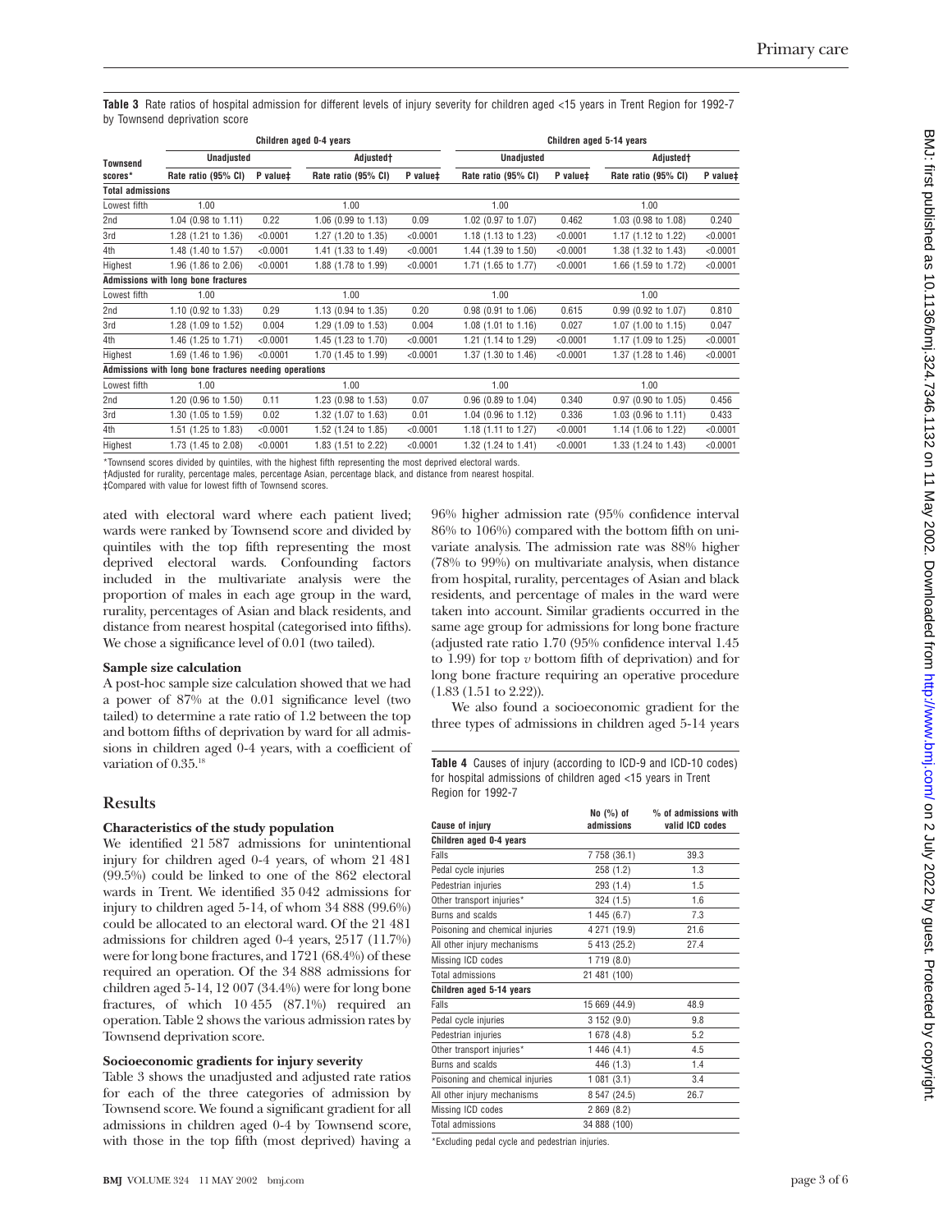**Table 3** Rate ratios of hospital admission for different levels of injury severity for children aged <15 years in Trent Region for 1992-7 by Townsend deprivation score

| Townsend scores* | Children aged 0-4 years | | | | Children aged 5-14 years | | | |
|---|---|---|---|---|---|---|---|---|
| | Unadjusted | | Adjusted† | | Unadjusted | | Adjusted† | |
| | Rate ratio (95% CI) | P value‡ | Rate ratio (95% CI) | P value‡ | Rate ratio (95% CI) | P value‡ | Rate ratio (95% CI) | P value‡ |
| **Total admissions** | | | | | | | | |
| Lowest fifth | 1.00 | | 1.00 | | 1.00 | | 1.00 | |
| 2nd | 1.04 (0.98 to 1.11) | 0.22 | 1.06 (0.99 to 1.13) | 0.09 | 1.02 (0.97 to 1.07) | 0.462 | 1.03 (0.98 to 1.08) | 0.240 |
| 3rd | 1.28 (1.21 to 1.36) | <0.0001 | 1.27 (1.20 to 1.35) | <0.0001 | 1.18 (1.13 to 1.23) | <0.0001 | 1.17 (1.12 to 1.22) | <0.0001 |
| 4th | 1.48 (1.40 to 1.57) | <0.0001 | 1.41 (1.33 to 1.49) | <0.0001 | 1.44 (1.39 to 1.50) | <0.0001 | 1.38 (1.32 to 1.43) | <0.0001 |
| Highest | 1.96 (1.86 to 2.06) | <0.0001 | 1.88 (1.78 to 1.99) | <0.0001 | 1.71 (1.65 to 1.77) | <0.0001 | 1.66 (1.59 to 1.72) | <0.0001 |
| **Admissions with long bone fractures** | | | | | | | | |
| Lowest fifth | 1.00 | | 1.00 | | 1.00 | | 1.00 | |
| 2nd | 1.10 (0.92 to 1.33) | 0.29 | 1.13 (0.94 to 1.35) | 0.20 | 0.98 (0.91 to 1.06) | 0.615 | 0.99 (0.92 to 1.07) | 0.810 |
| 3rd | 1.28 (1.09 to 1.52) | 0.004 | 1.29 (1.09 to 1.53) | 0.004 | 1.08 (1.01 to 1.16) | 0.027 | 1.07 (1.00 to 1.15) | 0.047 |
| 4th | 1.46 (1.25 to 1.71) | <0.0001 | 1.45 (1.23 to 1.70) | <0.0001 | 1.21 (1.14 to 1.29) | <0.0001 | 1.17 (1.09 to 1.25) | <0.0001 |
| Highest | 1.69 (1.46 to 1.96) | <0.0001 | 1.70 (1.45 to 1.99) | <0.0001 | 1.37 (1.30 to 1.46) | <0.0001 | 1.37 (1.28 to 1.46) | <0.0001 |
| **Admissions with long bone fractures needing operations** | | | | | | | | |
| Lowest fifth | 1.00 | | 1.00 | | 1.00 | | 1.00 | |
| 2nd | 1.20 (0.96 to 1.50) | 0.11 | 1.23 (0.98 to 1.53) | 0.07 | 0.96 (0.89 to 1.04) | 0.340 | 0.97 (0.90 to 1.05) | 0.456 |
| 3rd | 1.30 (1.05 to 1.59) | 0.02 | 1.32 (1.07 to 1.63) | 0.01 | 1.04 (0.96 to 1.12) | 0.336 | 1.03 (0.96 to 1.11) | 0.433 |
| 4th | 1.51 (1.25 to 1.83) | <0.0001 | 1.52 (1.24 to 1.85) | <0.0001 | 1.18 (1.11 to 1.27) | <0.0001 | 1.14 (1.06 to 1.22) | <0.0001 |
| Highest | 1.73 (1.45 to 2.08) | <0.0001 | 1.83 (1.51 to 2.22) | <0.0001 | 1.32 (1.24 to 1.41) | <0.0001 | 1.33 (1.24 to 1.43) | <0.0001 |

*Townsend scores divided by quintiles, with the highest fifth representing the most deprived electoral wards.
†Adjusted for rurality, percentage males, percentage Asian, percentage black, and distance from nearest hospital.
‡Compared with value for lowest fifth of Townsend scores.

ated with electoral ward where each patient lived; wards were ranked by Townsend score and divided by quintiles with the top fifth representing the most deprived electoral wards. Confounding factors included in the multivariate analysis were the proportion of males in each age group in the ward, rurality, percentages of Asian and black residents, and distance from nearest hospital (categorised into fifths). We chose a significance level of 0.01 (two tailed).

### Sample size calculation

A post-hoc sample size calculation showed that we had a power of 87% at the 0.01 significance level (two tailed) to determine a rate ratio of 1.2 between the top and bottom fifths of deprivation by ward for all admissions in children aged 0-4 years, with a coefficient of variation of 0.35.[18]

## Results

### Characteristics of the study population

We identified 21 587 admissions for unintentional injury for children aged 0-4 years, of whom 21 481 (99.5%) could be linked to one of the 862 electoral wards in Trent. We identified 35 042 admissions for injury to children aged 5-14, of whom 34 888 (99.6%) could be allocated to an electoral ward. Of the 21 481 admissions for children aged 0-4 years, 2517 (11.7%) were for long bone fractures, and 1721 (68.4%) of these required an operation. Of the 34 888 admissions for children aged 5-14, 12 007 (34.4%) were for long bone fractures, of which 10 455 (87.1%) required an operation. Table 2 shows the various admission rates by Townsend deprivation score.

### Socioeconomic gradients for injury severity

Table 3 shows the unadjusted and adjusted rate ratios for each of the three categories of admission by Townsend score. We found a significant gradient for all admissions in children aged 0-4 by Townsend score, with those in the top fifth (most deprived) having a 96% higher admission rate (95% confidence interval 86% to 106%) compared with the bottom fifth on univariate analysis. The admission rate was 88% higher (78% to 99%) on multivariate analysis, when distance from hospital, rurality, percentages of Asian and black residents, and percentage of males in the ward were taken into account. Similar gradients occurred in the same age group for admissions for long bone fracture (adjusted rate ratio 1.70 (95% confidence interval 1.45 to 1.99) for top *v* bottom fifth of deprivation) and for long bone fracture requiring an operative procedure (1.83 (1.51 to 2.22)).

We also found a socioeconomic gradient for the three types of admissions in children aged 5-14 years

**Table 4** Causes of injury (according to ICD-9 and ICD-10 codes) for hospital admissions of children aged <15 years in Trent Region for 1992-7

| Cause of injury | No (%) of admissions | % of admissions with valid ICD codes |
|---|---|---|
| **Children aged 0-4 years** | | |
| Falls | 7 758 (36.1) | 39.3 |
| Pedal cycle injuries | 258 (1.2) | 1.3 |
| Pedestrian injuries | 293 (1.4) | 1.5 |
| Other transport injuries* | 324 (1.5) | 1.6 |
| Burns and scalds | 1 445 (6.7) | 7.3 |
| Poisoning and chemical injuries | 4 271 (19.9) | 21.6 |
| All other injury mechanisms | 5 413 (25.2) | 27.4 |
| Missing ICD codes | 1 719 (8.0) | |
| Total admissions | 21 481 (100) | |
| **Children aged 5-14 years** | | |
| Falls | 15 669 (44.9) | 48.9 |
| Pedal cycle injuries | 3 152 (9.0) | 9.8 |
| Pedestrian injuries | 1 678 (4.8) | 5.2 |
| Other transport injuries* | 1 446 (4.1) | 4.5 |
| Burns and scalds | 446 (1.3) | 1.4 |
| Poisoning and chemical injuries | 1 081 (3.1) | 3.4 |
| All other injury mechanisms | 8 547 (24.5) | 26.7 |
| Missing ICD codes | 2 869 (8.2) | |
| Total admissions | 34 888 (100) | |

*Excluding pedal cycle and pedestrian injuries.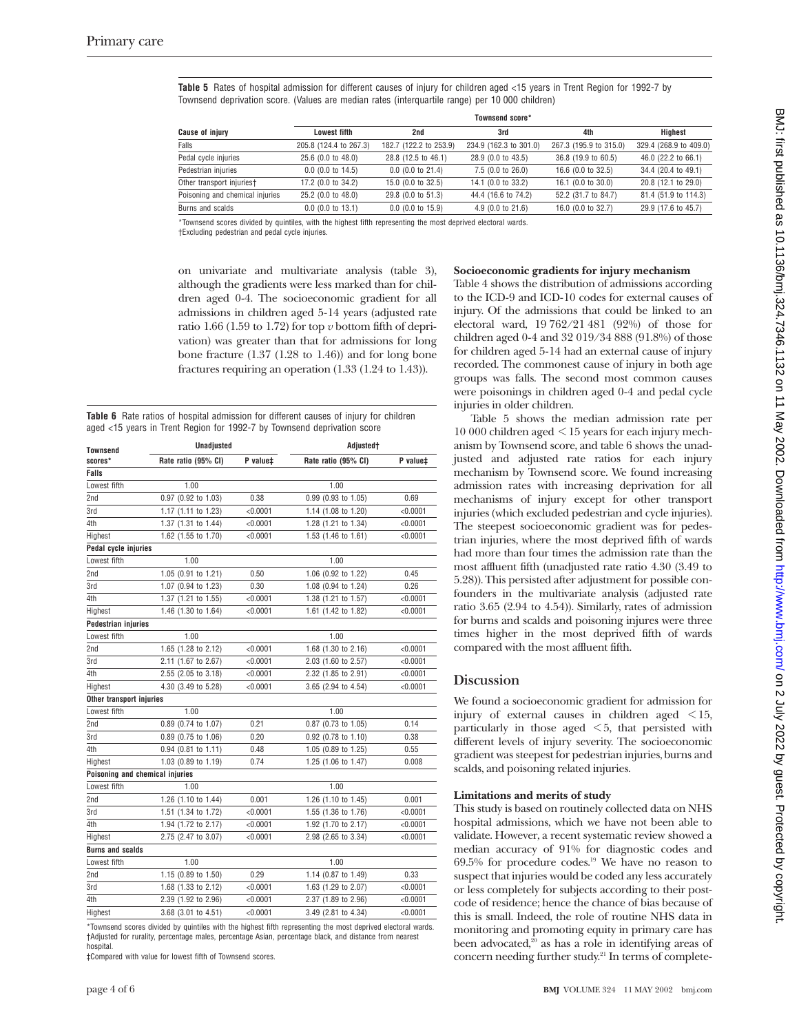**Table 5** Rates of hospital admission for different causes of injury for children aged <15 years in Trent Region for 1992-7 by Townsend deprivation score. (Values are median rates (interquartile range) per 10 000 children)

| Cause of injury | Townsend score* | | | | |
|---|---|---|---|---|---|
| | Lowest fifth | 2nd | 3rd | 4th | Highest |
| Falls | 205.8 (124.4 to 267.3) | 182.7 (122.2 to 253.9) | 234.9 (162.3 to 301.0) | 267.3 (195.9 to 315.0) | 329.4 (268.9 to 409.0) |
| Pedal cycle injuries | 25.6 (0.0 to 48.0) | 28.8 (12.5 to 46.1) | 28.9 (0.0 to 43.5) | 36.8 (19.9 to 60.5) | 46.0 (22.2 to 66.1) |
| Pedestrian injuries | 0.0 (0.0 to 14.5) | 0.0 (0.0 to 21.4) | 7.5 (0.0 to 26.0) | 16.6 (0.0 to 32.5) | 34.4 (20.4 to 49.1) |
| Other transport injuries† | 17.2 (0.0 to 34.2) | 15.0 (0.0 to 32.5) | 14.1 (0.0 to 33.2) | 16.1 (0.0 to 30.0) | 20.8 (12.1 to 29.0) |
| Poisoning and chemical injuries | 25.2 (0.0 to 48.0) | 29.8 (0.0 to 51.3) | 44.4 (16.6 to 74.2) | 52.2 (31.7 to 84.7) | 81.4 (51.9 to 114.3) |
| Burns and scalds | 0.0 (0.0 to 13.1) | 0.0 (0.0 to 15.9) | 4.9 (0.0 to 21.6) | 16.0 (0.0 to 32.7) | 29.9 (17.6 to 45.7) |

*Townsend scores divided by quintiles, with the highest fifth representing the most deprived electoral wards.
†Excluding pedestrian and pedal cycle injuries.

on univariate and multivariate analysis (table 3), although the gradients were less marked than for children aged 0-4. The socioeconomic gradient for all admissions in children aged 5-14 years (adjusted rate ratio 1.66 (1.59 to 1.72) for top *v* bottom fifth of deprivation) was greater than that for admissions for long bone fracture (1.37 (1.28 to 1.46)) and for long bone fractures requiring an operation (1.33 (1.24 to 1.43)).

**Table 6** Rate ratios of hospital admission for different causes of injury for children aged <15 years in Trent Region for 1992-7 by Townsend deprivation score

| Townsend scores* | Unadjusted | | Adjusted† | |
|---|---|---|---|---|
| | Rate ratio (95% CI) | P value‡ | Rate ratio (95% CI) | P value‡ |
| **Falls** | | | | |
| Lowest fifth | 1.00 | | 1.00 | |
| 2nd | 0.97 (0.92 to 1.03) | 0.38 | 0.99 (0.93 to 1.05) | 0.69 |
| 3rd | 1.17 (1.11 to 1.23) | <0.0001 | 1.14 (1.08 to 1.20) | <0.0001 |
| 4th | 1.37 (1.31 to 1.44) | <0.0001 | 1.28 (1.21 to 1.34) | <0.0001 |
| Highest | 1.62 (1.55 to 1.70) | <0.0001 | 1.53 (1.46 to 1.61) | <0.0001 |
| **Pedal cycle injuries** | | | | |
| Lowest fifth | 1.00 | | 1.00 | |
| 2nd | 1.05 (0.91 to 1.21) | 0.50 | 1.06 (0.92 to 1.22) | 0.45 |
| 3rd | 1.07 (0.94 to 1.23) | 0.30 | 1.08 (0.94 to 1.24) | 0.26 |
| 4th | 1.37 (1.21 to 1.55) | <0.0001 | 1.38 (1.21 to 1.57) | <0.0001 |
| Highest | 1.46 (1.30 to 1.64) | <0.0001 | 1.61 (1.42 to 1.82) | <0.0001 |
| **Pedestrian injuries** | | | | |
| Lowest fifth | 1.00 | | 1.00 | |
| 2nd | 1.65 (1.28 to 2.12) | <0.0001 | 1.68 (1.30 to 2.16) | <0.0001 |
| 3rd | 2.11 (1.67 to 2.67) | <0.0001 | 2.03 (1.60 to 2.57) | <0.0001 |
| 4th | 2.55 (2.05 to 3.18) | <0.0001 | 2.32 (1.85 to 2.91) | <0.0001 |
| Highest | 4.30 (3.49 to 5.28) | <0.0001 | 3.65 (2.94 to 4.54) | <0.0001 |
| **Other transport injuries** | | | | |
| Lowest fifth | 1.00 | | 1.00 | |
| 2nd | 0.89 (0.74 to 1.07) | 0.21 | 0.87 (0.73 to 1.05) | 0.14 |
| 3rd | 0.89 (0.75 to 1.06) | 0.20 | 0.92 (0.78 to 1.10) | 0.38 |
| 4th | 0.94 (0.81 to 1.11) | 0.48 | 1.05 (0.89 to 1.25) | 0.55 |
| Highest | 1.03 (0.89 to 1.19) | 0.74 | 1.25 (1.06 to 1.47) | 0.008 |
| **Poisoning and chemical injuries** | | | | |
| Lowest fifth | 1.00 | | 1.00 | |
| 2nd | 1.26 (1.10 to 1.44) | 0.001 | 1.26 (1.10 to 1.45) | 0.001 |
| 3rd | 1.51 (1.34 to 1.72) | <0.0001 | 1.55 (1.36 to 1.76) | <0.0001 |
| 4th | 1.94 (1.72 to 2.17) | <0.0001 | 1.92 (1.70 to 2.17) | <0.0001 |
| Highest | 2.75 (2.47 to 3.07) | <0.0001 | 2.98 (2.65 to 3.34) | <0.0001 |
| **Burns and scalds** | | | | |
| Lowest fifth | 1.00 | | 1.00 | |
| 2nd | 1.15 (0.89 to 1.50) | 0.29 | 1.14 (0.87 to 1.49) | 0.33 |
| 3rd | 1.68 (1.33 to 2.12) | <0.0001 | 1.63 (1.29 to 2.07) | <0.0001 |
| 4th | 2.39 (1.92 to 2.96) | <0.0001 | 2.37 (1.89 to 2.96) | <0.0001 |
| Highest | 3.68 (3.01 to 4.51) | <0.0001 | 3.49 (2.81 to 4.34) | <0.0001 |

*Townsend scores divided by quintiles with the highest fifth representing the most deprived electoral wards.
†Adjusted for rurality, percentage males, percentage Asian, percentage black, and distance from nearest hospital.
‡Compared with value for lowest fifth of Townsend scores.

### Socioeconomic gradients for injury mechanism

Table 4 shows the distribution of admissions according to the ICD-9 and ICD-10 codes for external causes of injury. Of the admissions that could be linked to an electoral ward, 19 762/21 481 (92%) of those for children aged 0-4 and 32 019/34 888 (91.8%) of those for children aged 5-14 had an external cause of injury recorded. The commonest cause of injury in both age groups was falls. The second most common causes were poisonings in children aged 0-4 and pedal cycle injuries in older children.

Table 5 shows the median admission rate per 10 000 children aged $<15$ years for each injury mechanism by Townsend score, and table 6 shows the unadjusted and adjusted rate ratios for each injury mechanism by Townsend score. We found increasing admission rates with increasing deprivation for all mechanisms of injury except for other transport injuries (which excluded pedestrian and cycle injuries). The steepest socioeconomic gradient was for pedestrian injuries, where the most deprived fifth of wards had more than four times the admission rate than the most affluent fifth (unadjusted rate ratio 4.30 (3.49 to 5.28)). This persisted after adjustment for possible confounders in the multivariate analysis (adjusted rate ratio 3.65 (2.94 to 4.54)). Similarly, rates of admission for burns and scalds and poisoning injures were three times higher in the most deprived fifth of wards compared with the most affluent fifth.

## Discussion

We found a socioeconomic gradient for admission for injury of external causes in children aged $<15$, particularly in those aged $<5$, that persisted with different levels of injury severity. The socioeconomic gradient was steepest for pedestrian injuries, burns and scalds, and poisoning related injuries.

### Limitations and merits of study

This study is based on routinely collected data on NHS hospital admissions, which we have not been able to validate. However, a recent systematic review showed a median accuracy of 91% for diagnostic codes and 69.5% for procedure codes.[19] We have no reason to suspect that injuries would be coded any less accurately or less completely for subjects according to their postcode of residence; hence the chance of bias because of this is small. Indeed, the role of routine NHS data in monitoring and promoting equity in primary care has been advocated,[20] as has a role in identifying areas of concern needing further study.[21] In terms of complete-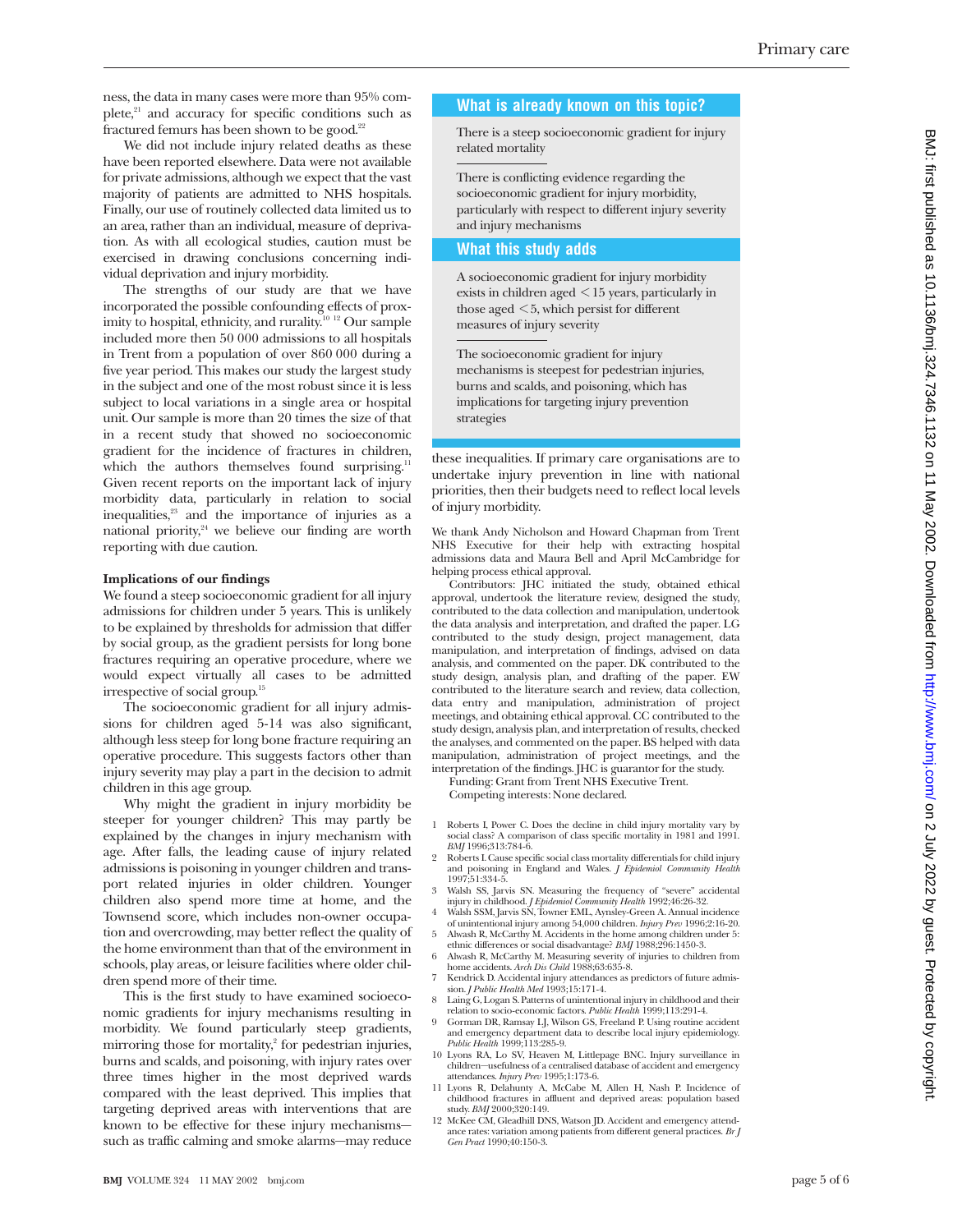ness, the data in many cases were more than 95% complete,[21] and accuracy for specific conditions such as fractured femurs has been shown to be good.[22]

We did not include injury related deaths as these have been reported elsewhere. Data were not available for private admissions, although we expect that the vast majority of patients are admitted to NHS hospitals. Finally, our use of routinely collected data limited us to an area, rather than an individual, measure of deprivation. As with all ecological studies, caution must be exercised in drawing conclusions concerning individual deprivation and injury morbidity.

The strengths of our study are that we have incorporated the possible confounding effects of proximity to hospital, ethnicity, and rurality.[10 12] Our sample included more then 50 000 admissions to all hospitals in Trent from a population of over 860 000 during a five year period. This makes our study the largest study in the subject and one of the most robust since it is less subject to local variations in a single area or hospital unit. Our sample is more than 20 times the size of that in a recent study that showed no socioeconomic gradient for the incidence of fractures in children, which the authors themselves found surprising.[11] Given recent reports on the important lack of injury morbidity data, particularly in relation to social inequalities,[23] and the importance of injuries as a national priority,[24] we believe our finding are worth reporting with due caution.

### Implications of our findings

We found a steep socioeconomic gradient for all injury admissions for children under 5 years. This is unlikely to be explained by thresholds for admission that differ by social group, as the gradient persists for long bone fractures requiring an operative procedure, where we would expect virtually all cases to be admitted irrespective of social group.[15]

The socioeconomic gradient for all injury admissions for children aged 5-14 was also significant, although less steep for long bone fracture requiring an operative procedure. This suggests factors other than injury severity may play a part in the decision to admit children in this age group.

Why might the gradient in injury morbidity be steeper for younger children? This may partly be explained by the changes in injury mechanism with age. After falls, the leading cause of injury related admissions is poisoning in younger children and transport related injuries in older children. Younger children also spend more time at home, and the Townsend score, which includes non-owner occupation and overcrowding, may better reflect the quality of the home environment than that of the environment in schools, play areas, or leisure facilities where older children spend more of their time.

This is the first study to have examined socioeconomic gradients for injury mechanisms resulting in morbidity. We found particularly steep gradients, mirroring those for mortality,[2] for pedestrian injuries, burns and scalds, and poisoning, with injury rates over three times higher in the most deprived wards compared with the least deprived. This implies that targeting deprived areas with interventions that are known to be effective for these injury mechanisms—such as traffic calming and smoke alarms—may reduce these inequalities. If primary care organisations are to undertake injury prevention in line with national priorities, then their budgets need to reflect local levels of injury morbidity.

> **What is already known on this topic?**
>
> There is a steep socioeconomic gradient for injury related mortality
>
> There is conflicting evidence regarding the socioeconomic gradient for injury morbidity, particularly with respect to different injury severity and injury mechanisms
>
> **What this study adds**
>
> A socioeconomic gradient for injury morbidity exists in children aged <15 years, particularly in those aged <5, which persist for different measures of injury severity
>
> The socioeconomic gradient for injury mechanisms is steepest for pedestrian injuries, burns and scalds, and poisoning, which has implications for targeting injury prevention strategies

We thank Andy Nicholson and Howard Chapman from Trent NHS Executive for their help with extracting hospital admissions data and Maura Bell and April McCambridge for helping process ethical approval.

Contributors: JHC initiated the study, obtained ethical approval, undertook the literature review, designed the study, contributed to the data collection and manipulation, undertook the data analysis and interpretation, and drafted the paper. LG contributed to the study design, project management, data manipulation, and interpretation of findings, advised on data analysis, and commented on the paper. DK contributed to the study design, analysis plan, and drafting of the paper. EW contributed to the literature search and review, data collection, data entry and manipulation, administration of project meetings, and obtaining ethical approval. CC contributed to the study design, analysis plan, and interpretation of results, checked the analyses, and commented on the paper. BS helped with data manipulation, administration of project meetings, and the interpretation of the findings. JHC is guarantor for the study.

Funding: Grant from Trent NHS Executive Trent.

Competing interests: None declared.

1. Roberts I, Power C. Does the decline in child injury mortality vary by social class? A comparison of class specific mortality in 1981 and 1991. *BMJ* 1996;313:784-6.
2. Roberts I. Cause specific social class mortality differentials for child injury and poisoning in England and Wales. *J Epidemiol Community Health* 1997;51:334-5.
3. Walsh SS, Jarvis SN. Measuring the frequency of "severe" accidental injury in childhood. *J Epidemiol Community Health* 1992;46:26-32.
4. Walsh SSM, Jarvis SN, Towner EML, Aynsley-Green A. Annual incidence of unintentional injury among 54,000 children. *Injury Prev* 1996;2:16-20.
5. Alwash R, McCarthy M. Accidents in the home among children under 5: ethnic differences or social disadvantage? *BMJ* 1988;296:1450-3.
6. Alwash R, McCarthy M. Measuring severity of injuries to children from home accidents. *Arch Dis Child* 1988;63:635-8.
7. Kendrick D. Accidental injury attendances as predictors of future admission. *J Public Health Med* 1993;15:171-4.
8. Laing G, Logan S. Patterns of unintentional injury in childhood and their relation to socio-economic factors. *Public Health* 1999;113:291-4.
9. Gorman DR, Ramsay LJ, Wilson GS, Freeland P. Using routine accident and emergency department data to describe local injury epidemiology. *Public Health* 1999;113:285-9.
10. Lyons RA, Lo SV, Heaven M, Littlepage BNC. Injury surveillance in children—usefulness of a centralised database of accident and emergency attendances. *Injury Prev* 1995;1:173-6.
11. Lyons R, Delahunty A, McCabe M, Allen H, Nash P. Incidence of childhood fractures in affluent and deprived areas: population based study. *BMJ* 2000;320:149.
12. McKee CM, Gleadhill DNS, Watson JD. Accident and emergency attendance rates: variation among patients from different general practices. *Br J Gen Pract* 1990;40:150-3.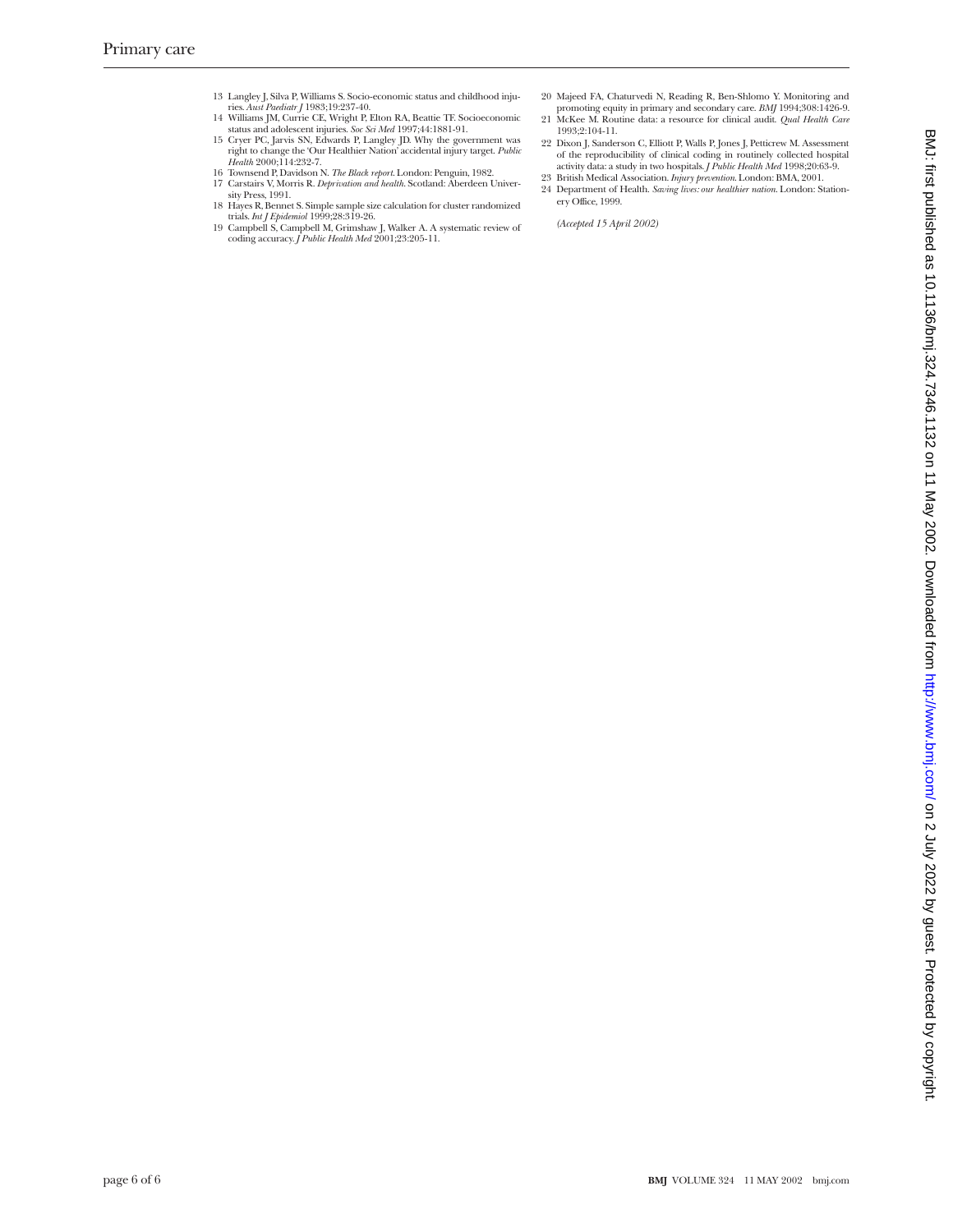13 Langley J, Silva P, Williams S. Socio-economic status and childhood injuries. *Aust Paediatr J* 1983;19:237-40.

14 Williams JM, Currie CE, Wright P, Elton RA, Beattie TF. Socioeconomic status and adolescent injuries. *Soc Sci Med* 1997;44:1881-91.

15 Cryer PC, Jarvis SN, Edwards P, Langley JD. Why the government was right to change the 'Our Healthier Nation' accidental injury target. *Public Health* 2000;114:232-7.

16 Townsend P, Davidson N. *The Black report*. London: Penguin, 1982.

17 Carstairs V, Morris R. *Deprivation and health*. Scotland: Aberdeen University Press, 1991.

18 Hayes R, Bennet S. Simple sample size calculation for cluster randomized trials. *Int J Epidemiol* 1999;28:319-26.

19 Campbell S, Campbell M, Grimshaw J, Walker A. A systematic review of coding accuracy. *J Public Health Med* 2001;23:205-11.

20 Majeed FA, Chaturvedi N, Reading R, Ben-Shlomo Y. Monitoring and promoting equity in primary and secondary care. *BMJ* 1994;308:1426-9.

21 McKee M. Routine data: a resource for clinical audit. *Qual Health Care* 1993;2:104-11.

22 Dixon J, Sanderson C, Elliott P, Walls P, Jones J, Petticrew M. Assessment of the reproducibility of clinical coding in routinely collected hospital activity data: a study in two hospitals. *J Public Health Med* 1998;20:63-9.

23 British Medical Association. *Injury prevention*. London: BMA, 2001.

24 Department of Health. *Saving lives: our healthier nation*. London: Stationery Office, 1999.

*(Accepted 15 April 2002)*